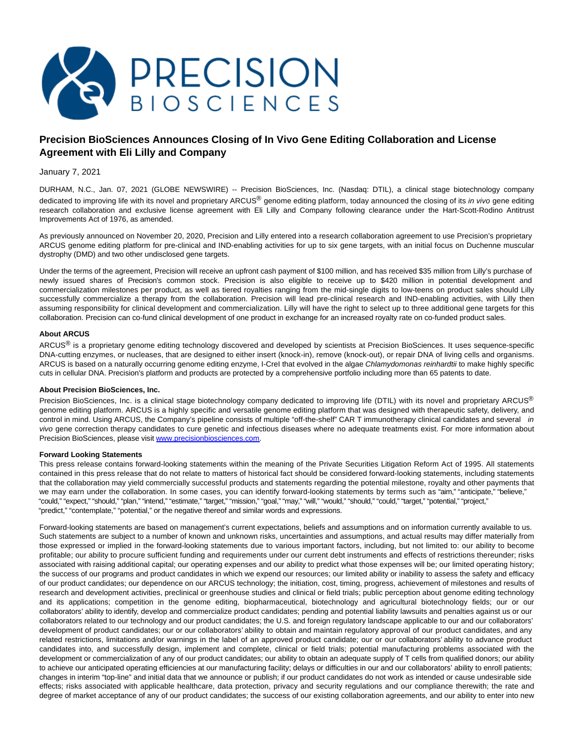# Precision BioSciences Announces Closing of In Vivo Gene Editing Collaboration and License Agreement with Eli Lilly and Company

January 7, 2021

DURHAM, N.C., Jan. 07, 2021 (GLOBE NEWSWIRE) -- Precision BioSciences, Inc. (Nasdaq: DTIL), a clinical stage biotechnology company dedicated to improving life with its novel and proprietary ARCUS® genome editing platform, today announced the closing of its *in vivo* gene editing research collaboration and exclusive license agreement with Eli Lilly and Company following clearance under the Hart-Scott-Rodino Antitrust Improvements Act of 1976, as amended.

As previously announced on November 20, 2020, Precision and Lilly entered into a research collaboration agreement to use Precision's proprietary ARCUS genome editing platform for pre-clinical and IND-enabling activities for up to six gene targets, with an initial focus on Duchenne muscular dystrophy (DMD) and two other undisclosed gene targets.

Under the terms of the agreement, Precision will receive an upfront cash payment of $100 million, and has received $35 million from Lilly's purchase of newly issued shares of Precision's common stock. Precision is also eligible to receive up to $420 million in potential development and commercialization milestones per product, as well as tiered royalties ranging from the mid-single digits to low-teens on product sales should Lilly successfully commercialize a therapy from the collaboration. Precision will lead pre-clinical research and IND-enabling activities, with Lilly then assuming responsibility for clinical development and commercialization. Lilly will have the right to select up to three additional gene targets for this collaboration. Precision can co-fund clinical development of one product in exchange for an increased royalty rate on co-funded product sales.

**About ARCUS**

ARCUS® is a proprietary genome editing technology discovered and developed by scientists at Precision BioSciences. It uses sequence-specific DNA-cutting enzymes, or nucleases, that are designed to either insert (knock-in), remove (knock-out), or repair DNA of living cells and organisms. ARCUS is based on a naturally occurring genome editing enzyme, I-CreI that evolved in the algae *Chlamydomonas reinhardtii* to make highly specific cuts in cellular DNA. Precision's platform and products are protected by a comprehensive portfolio including more than 65 patents to date.

**About Precision BioSciences, Inc.**

Precision BioSciences, Inc. is a clinical stage biotechnology company dedicated to improving life (DTIL) with its novel and proprietary ARCUS® genome editing platform. ARCUS is a highly specific and versatile genome editing platform that was designed with therapeutic safety, delivery, and control in mind. Using ARCUS, the Company's pipeline consists of multiple "off-the-shelf" CAR T immunotherapy clinical candidates and several *in vivo* gene correction therapy candidates to cure genetic and infectious diseases where no adequate treatments exist. For more information about Precision BioSciences, please visit [www.precisionbiosciences.com](http://www.precisionbiosciences.com).

**Forward Looking Statements**

This press release contains forward-looking statements within the meaning of the Private Securities Litigation Reform Act of 1995. All statements contained in this press release that do not relate to matters of historical fact should be considered forward-looking statements, including statements that the collaboration may yield commercially successful products and statements regarding the potential milestone, royalty and other payments that we may earn under the collaboration. In some cases, you can identify forward-looking statements by terms such as "aim," "anticipate," "believe," "could," "expect," "should," "plan," "intend," "estimate," "target," "mission," "goal," "may," "will," "would," "should," "could," "target," "potential," "project," "predict," "contemplate," "potential," or the negative thereof and similar words and expressions.

Forward-looking statements are based on management's current expectations, beliefs and assumptions and on information currently available to us. Such statements are subject to a number of known and unknown risks, uncertainties and assumptions, and actual results may differ materially from those expressed or implied in the forward-looking statements due to various important factors, including, but not limited to: our ability to become profitable; our ability to procure sufficient funding and requirements under our current debt instruments and effects of restrictions thereunder; risks associated with raising additional capital; our operating expenses and our ability to predict what those expenses will be; our limited operating history; the success of our programs and product candidates in which we expend our resources; our limited ability or inability to assess the safety and efficacy of our product candidates; our dependence on our ARCUS technology; the initiation, cost, timing, progress, achievement of milestones and results of research and development activities, preclinical or greenhouse studies and clinical or field trials; public perception about genome editing technology and its applications; competition in the genome editing, biopharmaceutical, biotechnology and agricultural biotechnology fields; our or our collaborators' ability to identify, develop and commercialize product candidates; pending and potential liability lawsuits and penalties against us or our collaborators related to our technology and our product candidates; the U.S. and foreign regulatory landscape applicable to our and our collaborators' development of product candidates; our or our collaborators' ability to obtain and maintain regulatory approval of our product candidates, and any related restrictions, limitations and/or warnings in the label of an approved product candidate; our or our collaborators' ability to advance product candidates into, and successfully design, implement and complete, clinical or field trials; potential manufacturing problems associated with the development or commercialization of any of our product candidates; our ability to obtain an adequate supply of T cells from qualified donors; our ability to achieve our anticipated operating efficiencies at our manufacturing facility; delays or difficulties in our and our collaborators' ability to enroll patients; changes in interim "top-line" and initial data that we announce or publish; if our product candidates do not work as intended or cause undesirable side effects; risks associated with applicable healthcare, data protection, privacy and security regulations and our compliance therewith; the rate and degree of market acceptance of any of our product candidates; the success of our existing collaboration agreements, and our ability to enter into new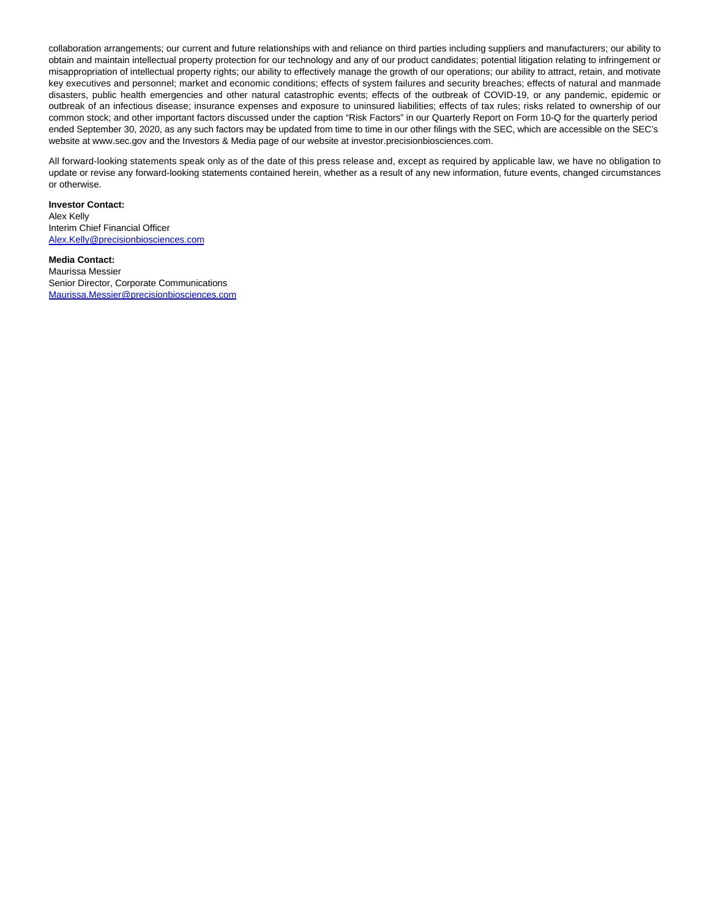collaboration arrangements; our current and future relationships with and reliance on third parties including suppliers and manufacturers; our ability to obtain and maintain intellectual property protection for our technology and any of our product candidates; potential litigation relating to infringement or misappropriation of intellectual property rights; our ability to effectively manage the growth of our operations; our ability to attract, retain, and motivate key executives and personnel; market and economic conditions; effects of system failures and security breaches; effects of natural and manmade disasters, public health emergencies and other natural catastrophic events; effects of the outbreak of COVID-19, or any pandemic, epidemic or outbreak of an infectious disease; insurance expenses and exposure to uninsured liabilities; effects of tax rules; risks related to ownership of our common stock; and other important factors discussed under the caption “Risk Factors” in our Quarterly Report on Form 10-Q for the quarterly period ended September 30, 2020, as any such factors may be updated from time to time in our other filings with the SEC, which are accessible on the SEC’s website at www.sec.gov and the Investors & Media page of our website at investor.precisionbiosciences.com.

All forward-looking statements speak only as of the date of this press release and, except as required by applicable law, we have no obligation to update or revise any forward-looking statements contained herein, whether as a result of any new information, future events, changed circumstances or otherwise.

**Investor Contact:**
Alex Kelly
Interim Chief Financial Officer
Alex.Kelly@precisionbiosciences.com

**Media Contact:**
Maurissa Messier
Senior Director, Corporate Communications
Maurissa.Messier@precisionbiosciences.com